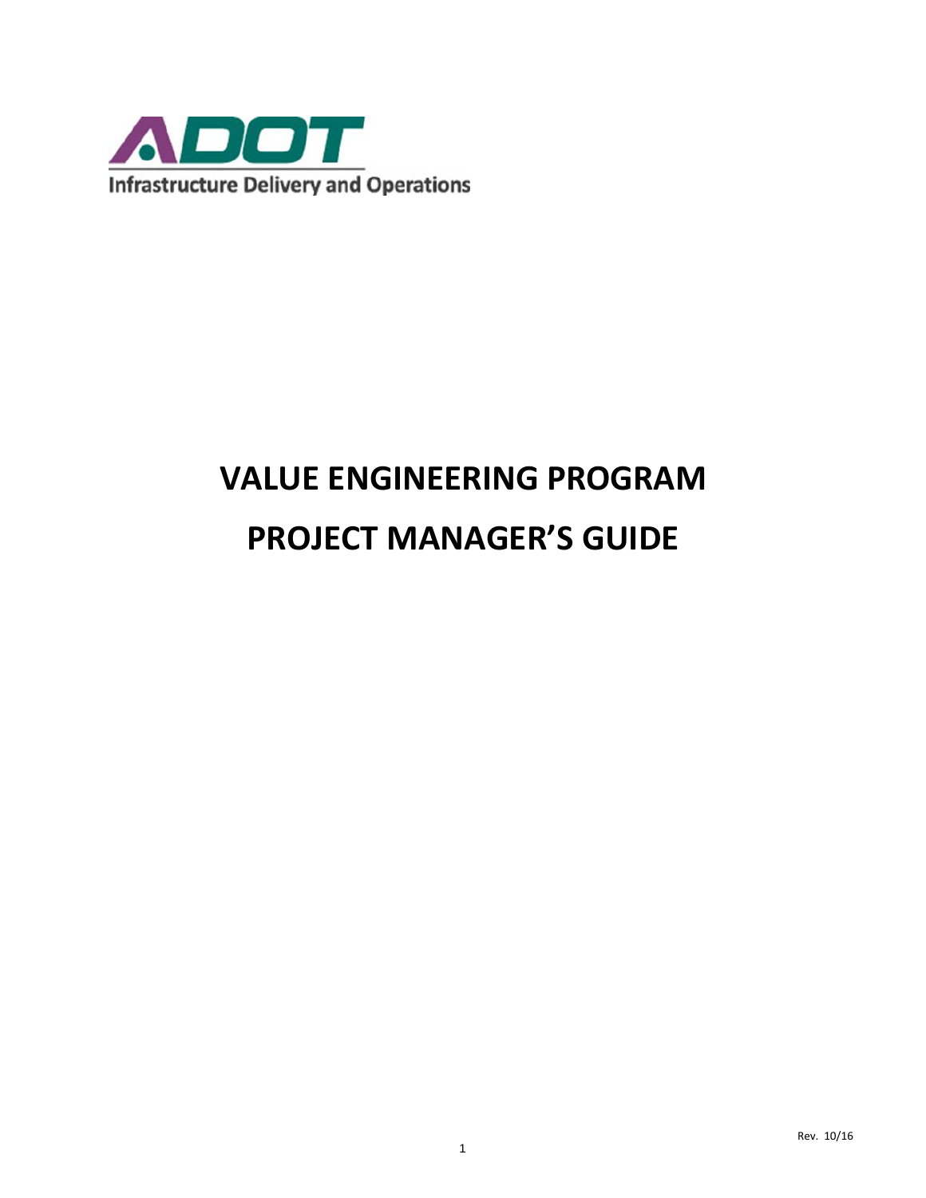ADOT

Infrastructure Delivery and Operations

# VALUE ENGINEERING PROGRAM

# PROJECT MANAGER'S GUIDE

Rev. 10/16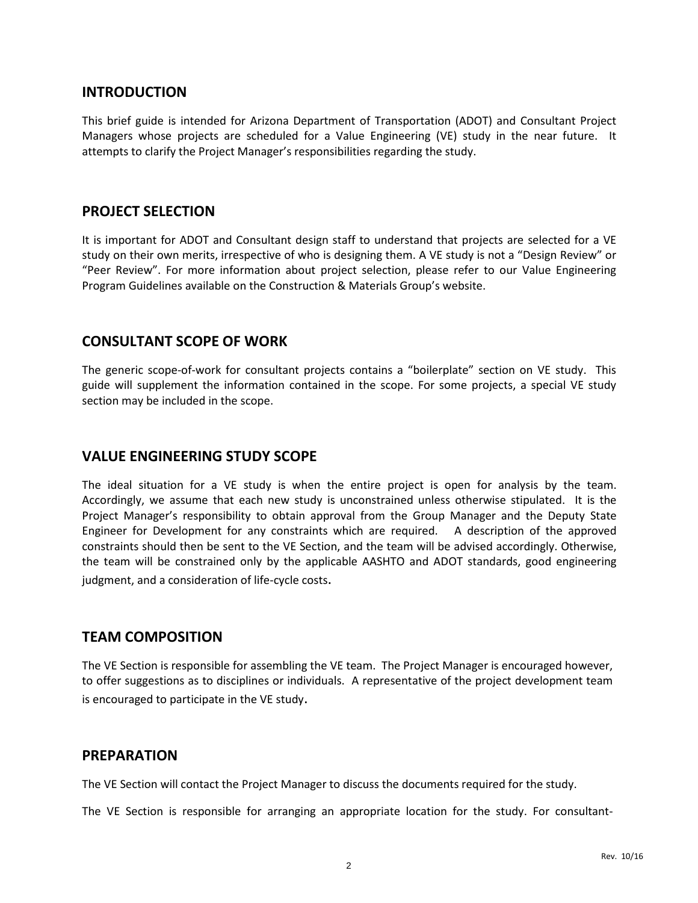## INTRODUCTION

This brief guide is intended for Arizona Department of Transportation (ADOT) and Consultant Project Managers whose projects are scheduled for a Value Engineering (VE) study in the near future. It attempts to clarify the Project Manager's responsibilities regarding the study.

## PROJECT SELECTION

It is important for ADOT and Consultant design staff to understand that projects are selected for a VE study on their own merits, irrespective of who is designing them. A VE study is not a "Design Review" or "Peer Review". For more information about project selection, please refer to our Value Engineering Program Guidelines available on the Construction & Materials Group's website.

## CONSULTANT SCOPE OF WORK

The generic scope-of-work for consultant projects contains a "boilerplate" section on VE study. This guide will supplement the information contained in the scope. For some projects, a special VE study section may be included in the scope.

## VALUE ENGINEERING STUDY SCOPE

The ideal situation for a VE study is when the entire project is open for analysis by the team. Accordingly, we assume that each new study is unconstrained unless otherwise stipulated. It is the Project Manager's responsibility to obtain approval from the Group Manager and the Deputy State Engineer for Development for any constraints which are required. A description of the approved constraints should then be sent to the VE Section, and the team will be advised accordingly. Otherwise, the team will be constrained only by the applicable AASHTO and ADOT standards, good engineering judgment, and a consideration of life-cycle costs.

## TEAM COMPOSITION

The VE Section is responsible for assembling the VE team. The Project Manager is encouraged however, to offer suggestions as to disciplines or individuals. A representative of the project development team is encouraged to participate in the VE study.

## PREPARATION

The VE Section will contact the Project Manager to discuss the documents required for the study.

The VE Section is responsible for arranging an appropriate location for the study. For consultant-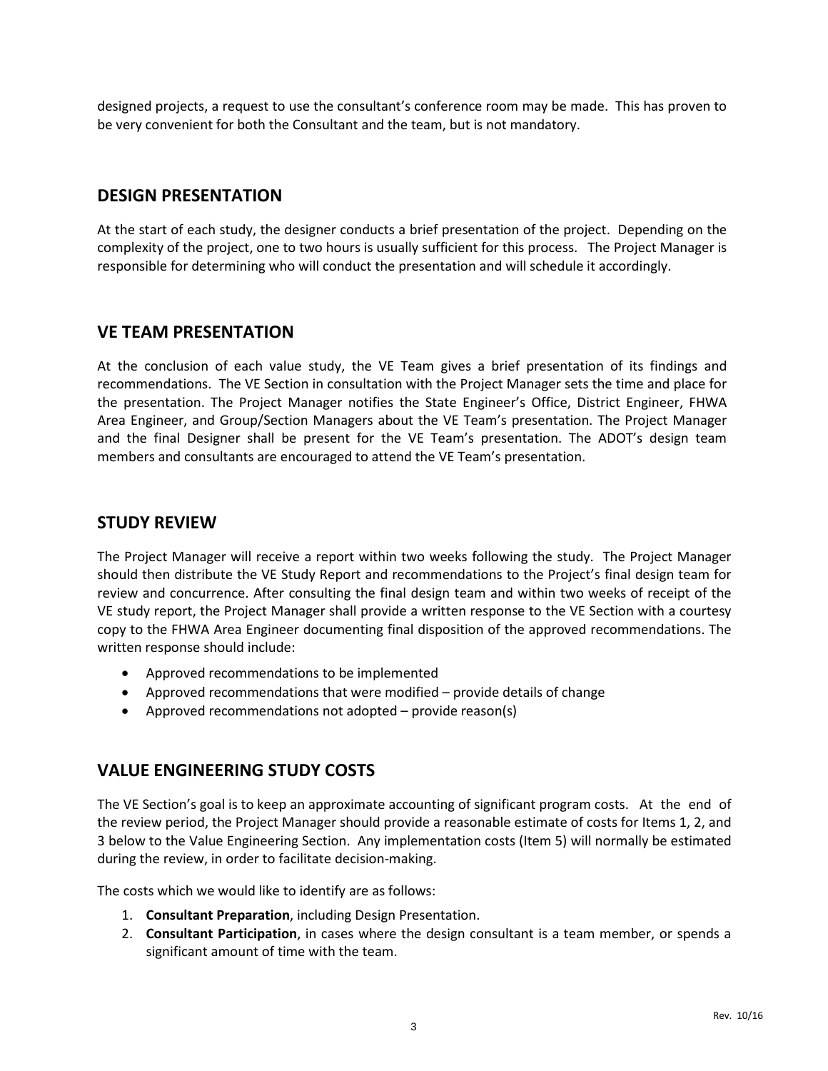designed projects, a request to use the consultant's conference room may be made. This has proven to be very convenient for both the Consultant and the team, but is not mandatory.

## DESIGN PRESENTATION

At the start of each study, the designer conducts a brief presentation of the project. Depending on the complexity of the project, one to two hours is usually sufficient for this process. The Project Manager is responsible for determining who will conduct the presentation and will schedule it accordingly.

## VE TEAM PRESENTATION

At the conclusion of each value study, the VE Team gives a brief presentation of its findings and recommendations. The VE Section in consultation with the Project Manager sets the time and place for the presentation. The Project Manager notifies the State Engineer's Office, District Engineer, FHWA Area Engineer, and Group/Section Managers about the VE Team's presentation. The Project Manager and the final Designer shall be present for the VE Team's presentation. The ADOT's design team members and consultants are encouraged to attend the VE Team's presentation.

## STUDY REVIEW

The Project Manager will receive a report within two weeks following the study. The Project Manager should then distribute the VE Study Report and recommendations to the Project's final design team for review and concurrence. After consulting the final design team and within two weeks of receipt of the VE study report, the Project Manager shall provide a written response to the VE Section with a courtesy copy to the FHWA Area Engineer documenting final disposition of the approved recommendations. The written response should include:

- Approved recommendations to be implemented
- Approved recommendations that were modified – provide details of change
- Approved recommendations not adopted – provide reason(s)

## VALUE ENGINEERING STUDY COSTS

The VE Section's goal is to keep an approximate accounting of significant program costs. At the end of the review period, the Project Manager should provide a reasonable estimate of costs for Items 1, 2, and 3 below to the Value Engineering Section. Any implementation costs (Item 5) will normally be estimated during the review, in order to facilitate decision-making.

The costs which we would like to identify are as follows:

1. **Consultant Preparation**, including Design Presentation.
2. **Consultant Participation**, in cases where the design consultant is a team member, or spends a significant amount of time with the team.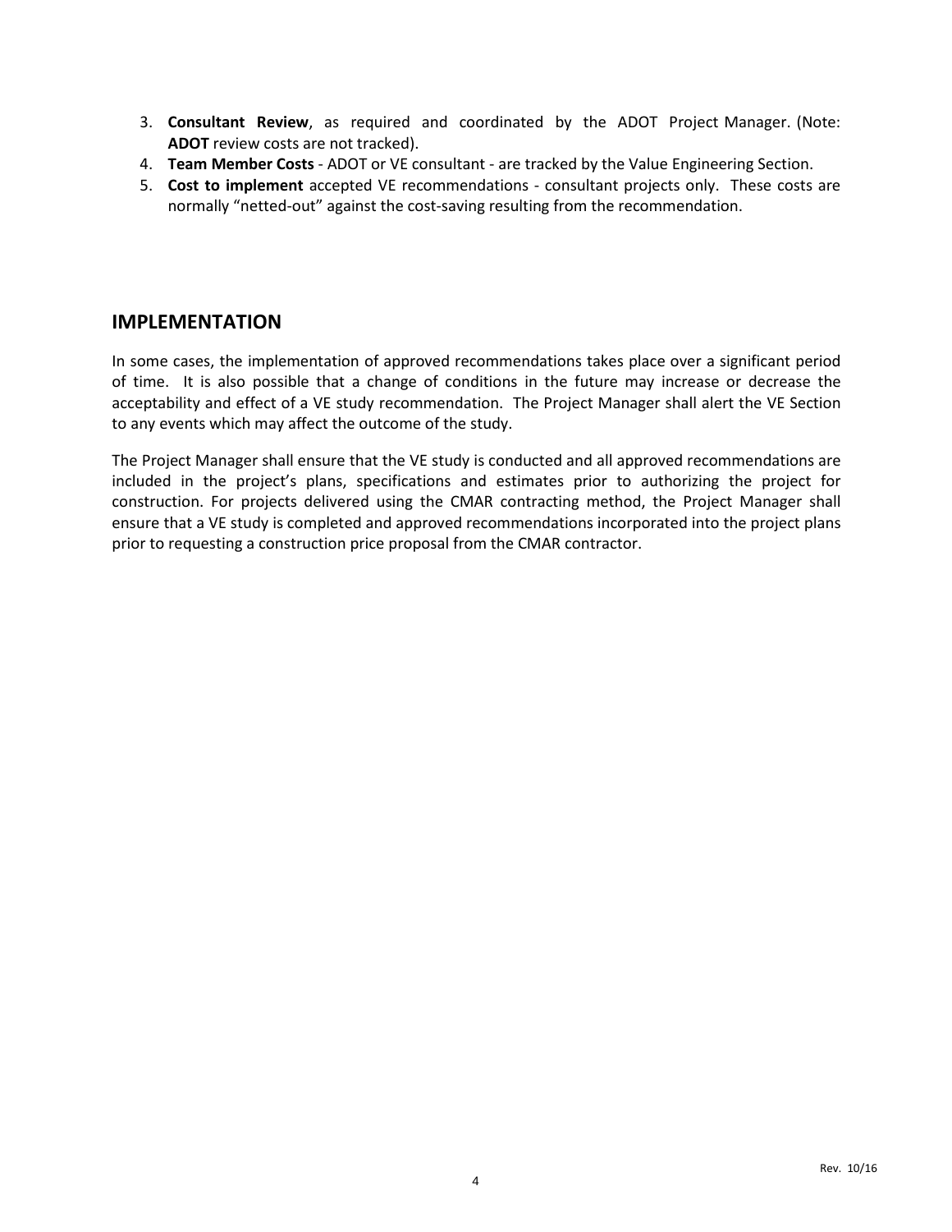3. **Consultant Review**, as required and coordinated by the ADOT Project Manager. (Note: **ADOT** review costs are not tracked).
4. **Team Member Costs** - ADOT or VE consultant - are tracked by the Value Engineering Section.
5. **Cost to implement** accepted VE recommendations - consultant projects only. These costs are normally "netted-out" against the cost-saving resulting from the recommendation.

## IMPLEMENTATION

In some cases, the implementation of approved recommendations takes place over a significant period of time. It is also possible that a change of conditions in the future may increase or decrease the acceptability and effect of a VE study recommendation. The Project Manager shall alert the VE Section to any events which may affect the outcome of the study.

The Project Manager shall ensure that the VE study is conducted and all approved recommendations are included in the project's plans, specifications and estimates prior to authorizing the project for construction. For projects delivered using the CMAR contracting method, the Project Manager shall ensure that a VE study is completed and approved recommendations incorporated into the project plans prior to requesting a construction price proposal from the CMAR contractor.

Rev. 10/16